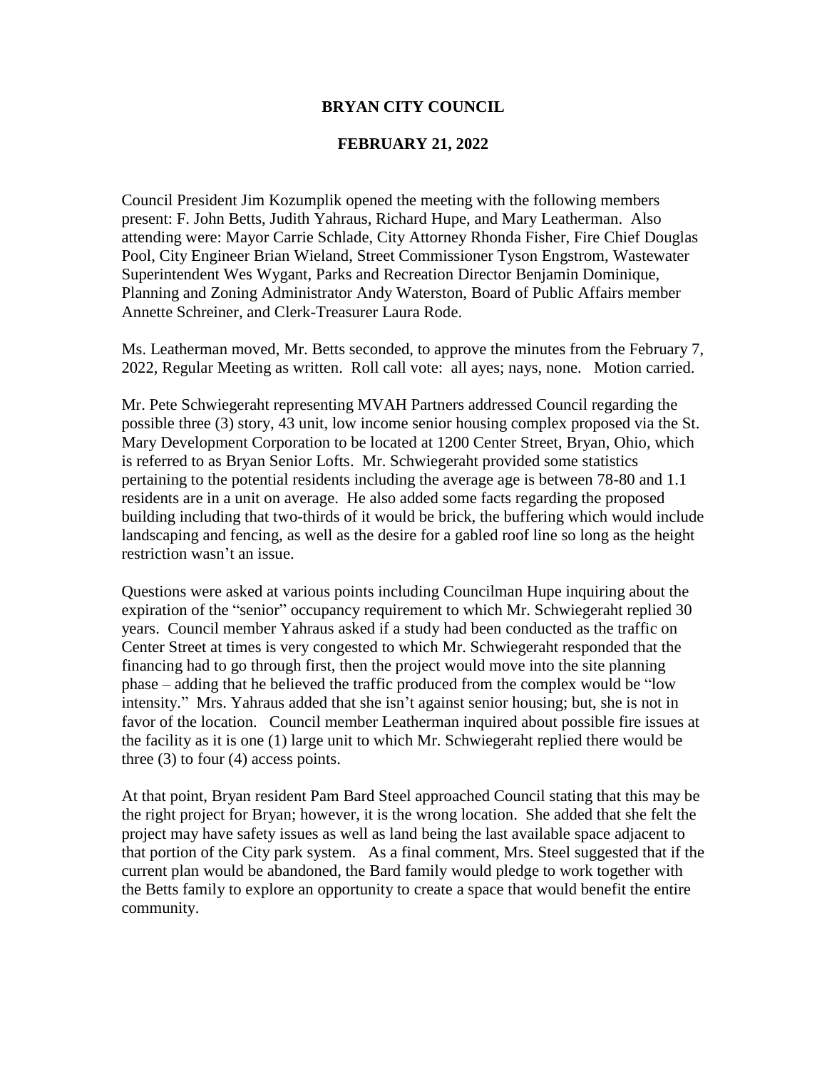# BRYAN CITY COUNCIL

## FEBRUARY 21, 2022

Council President Jim Kozumplik opened the meeting with the following members present: F. John Betts, Judith Yahraus, Richard Hupe, and Mary Leatherman. Also attending were: Mayor Carrie Schlade, City Attorney Rhonda Fisher, Fire Chief Douglas Pool, City Engineer Brian Wieland, Street Commissioner Tyson Engstrom, Wastewater Superintendent Wes Wygant, Parks and Recreation Director Benjamin Dominique, Planning and Zoning Administrator Andy Waterston, Board of Public Affairs member Annette Schreiner, and Clerk-Treasurer Laura Rode.

Ms. Leatherman moved, Mr. Betts seconded, to approve the minutes from the February 7, 2022, Regular Meeting as written. Roll call vote: all ayes; nays, none. Motion carried.

Mr. Pete Schwiegeraht representing MVAH Partners addressed Council regarding the possible three (3) story, 43 unit, low income senior housing complex proposed via the St. Mary Development Corporation to be located at 1200 Center Street, Bryan, Ohio, which is referred to as Bryan Senior Lofts. Mr. Schwiegeraht provided some statistics pertaining to the potential residents including the average age is between 78-80 and 1.1 residents are in a unit on average. He also added some facts regarding the proposed building including that two-thirds of it would be brick, the buffering which would include landscaping and fencing, as well as the desire for a gabled roof line so long as the height restriction wasn't an issue.

Questions were asked at various points including Councilman Hupe inquiring about the expiration of the "senior" occupancy requirement to which Mr. Schwiegeraht replied 30 years. Council member Yahraus asked if a study had been conducted as the traffic on Center Street at times is very congested to which Mr. Schwiegeraht responded that the financing had to go through first, then the project would move into the site planning phase – adding that he believed the traffic produced from the complex would be "low intensity." Mrs. Yahraus added that she isn't against senior housing; but, she is not in favor of the location. Council member Leatherman inquired about possible fire issues at the facility as it is one (1) large unit to which Mr. Schwiegeraht replied there would be three (3) to four (4) access points.

At that point, Bryan resident Pam Bard Steel approached Council stating that this may be the right project for Bryan; however, it is the wrong location. She added that she felt the project may have safety issues as well as land being the last available space adjacent to that portion of the City park system. As a final comment, Mrs. Steel suggested that if the current plan would be abandoned, the Bard family would pledge to work together with the Betts family to explore an opportunity to create a space that would benefit the entire community.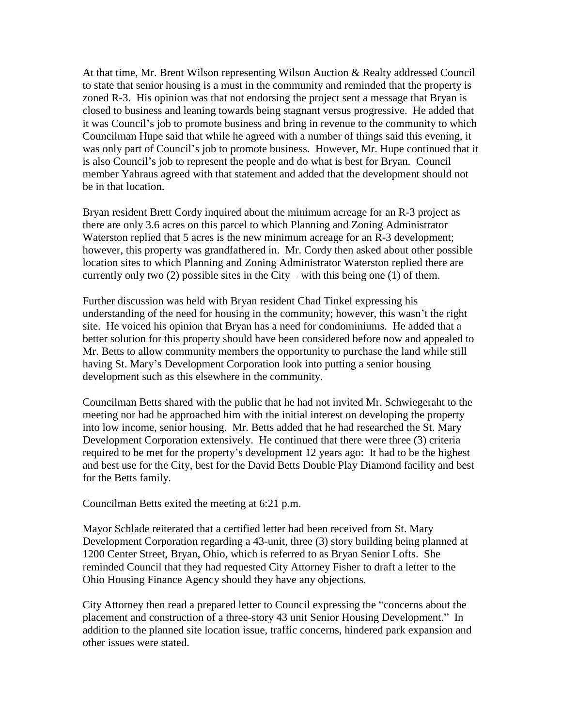At that time, Mr. Brent Wilson representing Wilson Auction & Realty addressed Council to state that senior housing is a must in the community and reminded that the property is zoned R-3. His opinion was that not endorsing the project sent a message that Bryan is closed to business and leaning towards being stagnant versus progressive. He added that it was Council's job to promote business and bring in revenue to the community to which Councilman Hupe said that while he agreed with a number of things said this evening, it was only part of Council's job to promote business. However, Mr. Hupe continued that it is also Council's job to represent the people and do what is best for Bryan. Council member Yahraus agreed with that statement and added that the development should not be in that location.

Bryan resident Brett Cordy inquired about the minimum acreage for an R-3 project as there are only 3.6 acres on this parcel to which Planning and Zoning Administrator Waterston replied that 5 acres is the new minimum acreage for an R-3 development; however, this property was grandfathered in. Mr. Cordy then asked about other possible location sites to which Planning and Zoning Administrator Waterston replied there are currently only two (2) possible sites in the City – with this being one (1) of them.

Further discussion was held with Bryan resident Chad Tinkel expressing his understanding of the need for housing in the community; however, this wasn't the right site. He voiced his opinion that Bryan has a need for condominiums. He added that a better solution for this property should have been considered before now and appealed to Mr. Betts to allow community members the opportunity to purchase the land while still having St. Mary's Development Corporation look into putting a senior housing development such as this elsewhere in the community.

Councilman Betts shared with the public that he had not invited Mr. Schwiegeraht to the meeting nor had he approached him with the initial interest on developing the property into low income, senior housing. Mr. Betts added that he had researched the St. Mary Development Corporation extensively. He continued that there were three (3) criteria required to be met for the property's development 12 years ago: It had to be the highest and best use for the City, best for the David Betts Double Play Diamond facility and best for the Betts family.

Councilman Betts exited the meeting at 6:21 p.m.

Mayor Schlade reiterated that a certified letter had been received from St. Mary Development Corporation regarding a 43-unit, three (3) story building being planned at 1200 Center Street, Bryan, Ohio, which is referred to as Bryan Senior Lofts. She reminded Council that they had requested City Attorney Fisher to draft a letter to the Ohio Housing Finance Agency should they have any objections.

City Attorney then read a prepared letter to Council expressing the "concerns about the placement and construction of a three-story 43 unit Senior Housing Development." In addition to the planned site location issue, traffic concerns, hindered park expansion and other issues were stated.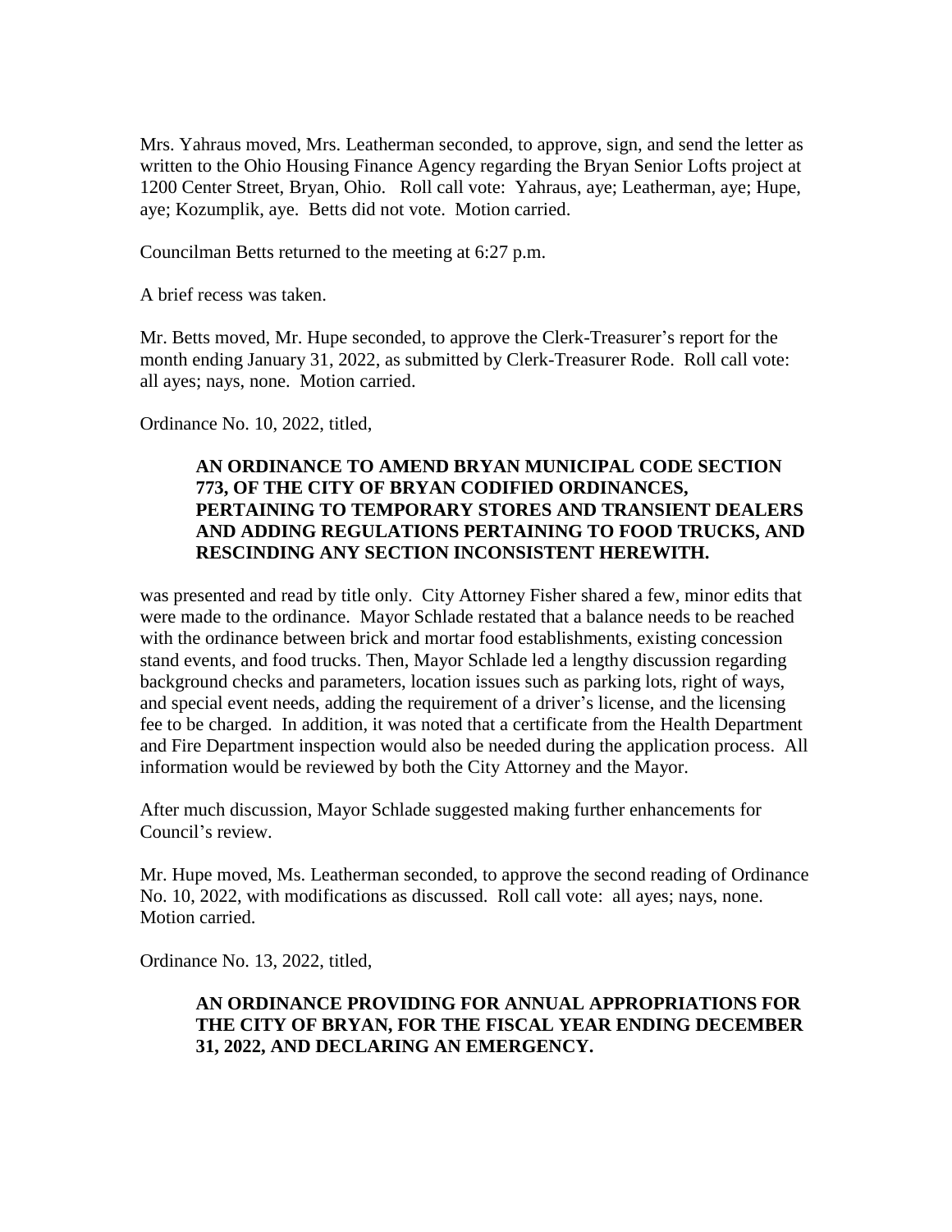Mrs. Yahraus moved, Mrs. Leatherman seconded, to approve, sign, and send the letter as written to the Ohio Housing Finance Agency regarding the Bryan Senior Lofts project at 1200 Center Street, Bryan, Ohio. Roll call vote: Yahraus, aye; Leatherman, aye; Hupe, aye; Kozumplik, aye. Betts did not vote. Motion carried.

Councilman Betts returned to the meeting at 6:27 p.m.

A brief recess was taken.

Mr. Betts moved, Mr. Hupe seconded, to approve the Clerk-Treasurer's report for the month ending January 31, 2022, as submitted by Clerk-Treasurer Rode. Roll call vote: all ayes; nays, none. Motion carried.

Ordinance No. 10, 2022, titled,

> **AN ORDINANCE TO AMEND BRYAN MUNICIPAL CODE SECTION 773, OF THE CITY OF BRYAN CODIFIED ORDINANCES, PERTAINING TO TEMPORARY STORES AND TRANSIENT DEALERS AND ADDING REGULATIONS PERTAINING TO FOOD TRUCKS, AND RESCINDING ANY SECTION INCONSISTENT HEREWITH.**

was presented and read by title only. City Attorney Fisher shared a few, minor edits that were made to the ordinance. Mayor Schlade restated that a balance needs to be reached with the ordinance between brick and mortar food establishments, existing concession stand events, and food trucks. Then, Mayor Schlade led a lengthy discussion regarding background checks and parameters, location issues such as parking lots, right of ways, and special event needs, adding the requirement of a driver's license, and the licensing fee to be charged. In addition, it was noted that a certificate from the Health Department and Fire Department inspection would also be needed during the application process. All information would be reviewed by both the City Attorney and the Mayor.

After much discussion, Mayor Schlade suggested making further enhancements for Council's review.

Mr. Hupe moved, Ms. Leatherman seconded, to approve the second reading of Ordinance No. 10, 2022, with modifications as discussed. Roll call vote: all ayes; nays, none. Motion carried.

Ordinance No. 13, 2022, titled,

> **AN ORDINANCE PROVIDING FOR ANNUAL APPROPRIATIONS FOR THE CITY OF BRYAN, FOR THE FISCAL YEAR ENDING DECEMBER 31, 2022, AND DECLARING AN EMERGENCY.**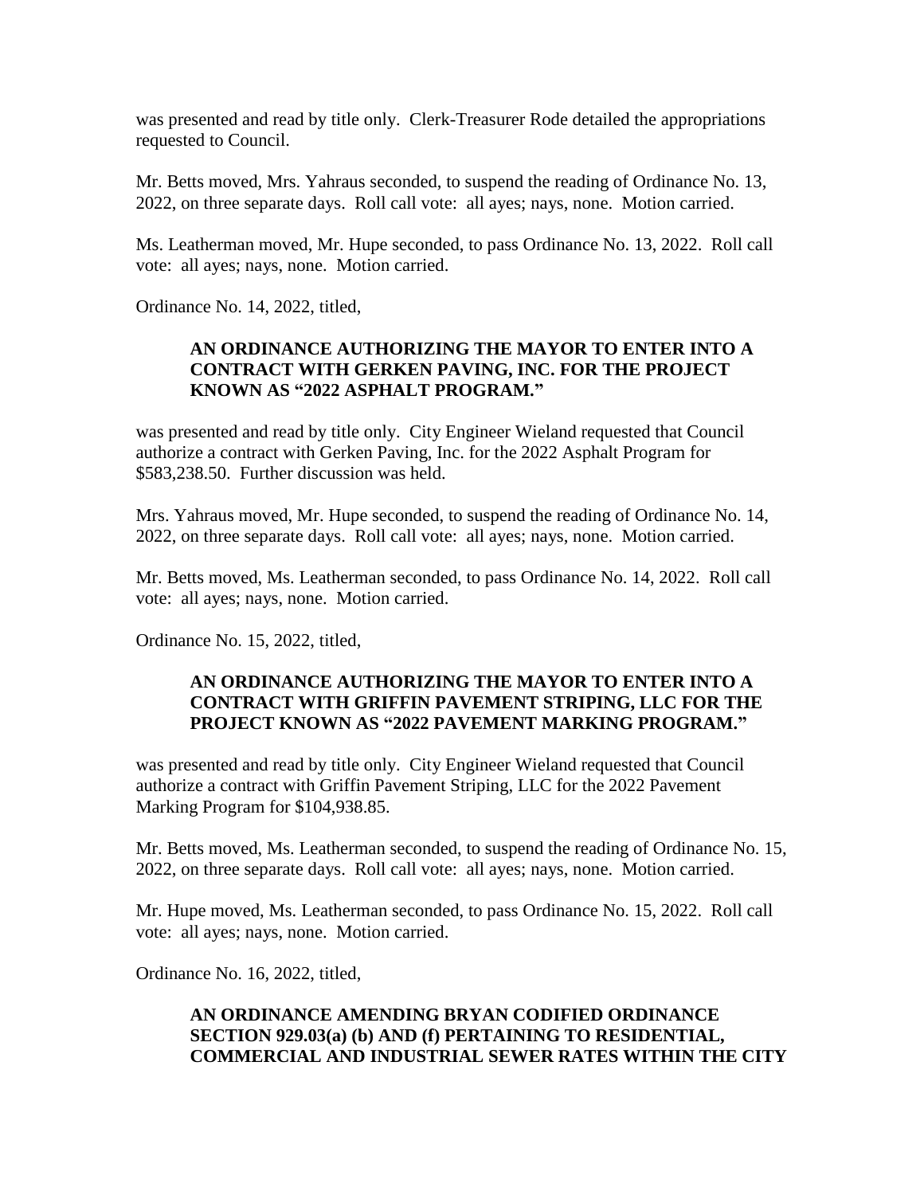was presented and read by title only. Clerk-Treasurer Rode detailed the appropriations requested to Council.

Mr. Betts moved, Mrs. Yahraus seconded, to suspend the reading of Ordinance No. 13, 2022, on three separate days. Roll call vote: all ayes; nays, none. Motion carried.

Ms. Leatherman moved, Mr. Hupe seconded, to pass Ordinance No. 13, 2022. Roll call vote: all ayes; nays, none. Motion carried.

Ordinance No. 14, 2022, titled,

> **AN ORDINANCE AUTHORIZING THE MAYOR TO ENTER INTO A CONTRACT WITH GERKEN PAVING, INC. FOR THE PROJECT KNOWN AS "2022 ASPHALT PROGRAM."**

was presented and read by title only. City Engineer Wieland requested that Council authorize a contract with Gerken Paving, Inc. for the 2022 Asphalt Program for $583,238.50. Further discussion was held.

Mrs. Yahraus moved, Mr. Hupe seconded, to suspend the reading of Ordinance No. 14, 2022, on three separate days. Roll call vote: all ayes; nays, none. Motion carried.

Mr. Betts moved, Ms. Leatherman seconded, to pass Ordinance No. 14, 2022. Roll call vote: all ayes; nays, none. Motion carried.

Ordinance No. 15, 2022, titled,

> **AN ORDINANCE AUTHORIZING THE MAYOR TO ENTER INTO A CONTRACT WITH GRIFFIN PAVEMENT STRIPING, LLC FOR THE PROJECT KNOWN AS "2022 PAVEMENT MARKING PROGRAM."**

was presented and read by title only. City Engineer Wieland requested that Council authorize a contract with Griffin Pavement Striping, LLC for the 2022 Pavement Marking Program for $104,938.85.

Mr. Betts moved, Ms. Leatherman seconded, to suspend the reading of Ordinance No. 15, 2022, on three separate days. Roll call vote: all ayes; nays, none. Motion carried.

Mr. Hupe moved, Ms. Leatherman seconded, to pass Ordinance No. 15, 2022. Roll call vote: all ayes; nays, none. Motion carried.

Ordinance No. 16, 2022, titled,

> **AN ORDINANCE AMENDING BRYAN CODIFIED ORDINANCE SECTION 929.03(a) (b) AND (f) PERTAINING TO RESIDENTIAL, COMMERCIAL AND INDUSTRIAL SEWER RATES WITHIN THE CITY**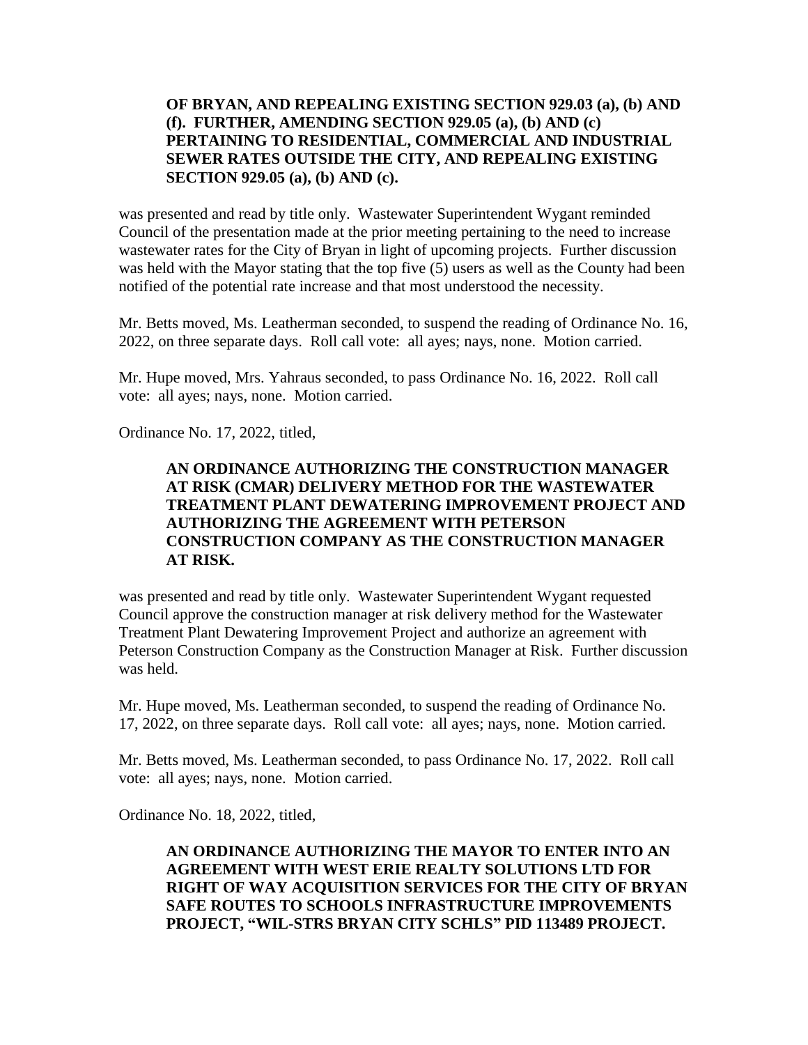**OF BRYAN, AND REPEALING EXISTING SECTION 929.03 (a), (b) AND (f). FURTHER, AMENDING SECTION 929.05 (a), (b) AND (c) PERTAINING TO RESIDENTIAL, COMMERCIAL AND INDUSTRIAL SEWER RATES OUTSIDE THE CITY, AND REPEALING EXISTING SECTION 929.05 (a), (b) AND (c).**

was presented and read by title only. Wastewater Superintendent Wygant reminded Council of the presentation made at the prior meeting pertaining to the need to increase wastewater rates for the City of Bryan in light of upcoming projects. Further discussion was held with the Mayor stating that the top five (5) users as well as the County had been notified of the potential rate increase and that most understood the necessity.

Mr. Betts moved, Ms. Leatherman seconded, to suspend the reading of Ordinance No. 16, 2022, on three separate days. Roll call vote: all ayes; nays, none. Motion carried.

Mr. Hupe moved, Mrs. Yahraus seconded, to pass Ordinance No. 16, 2022. Roll call vote: all ayes; nays, none. Motion carried.

Ordinance No. 17, 2022, titled,

**AN ORDINANCE AUTHORIZING THE CONSTRUCTION MANAGER AT RISK (CMAR) DELIVERY METHOD FOR THE WASTEWATER TREATMENT PLANT DEWATERING IMPROVEMENT PROJECT AND AUTHORIZING THE AGREEMENT WITH PETERSON CONSTRUCTION COMPANY AS THE CONSTRUCTION MANAGER AT RISK.**

was presented and read by title only. Wastewater Superintendent Wygant requested Council approve the construction manager at risk delivery method for the Wastewater Treatment Plant Dewatering Improvement Project and authorize an agreement with Peterson Construction Company as the Construction Manager at Risk. Further discussion was held.

Mr. Hupe moved, Ms. Leatherman seconded, to suspend the reading of Ordinance No. 17, 2022, on three separate days. Roll call vote: all ayes; nays, none. Motion carried.

Mr. Betts moved, Ms. Leatherman seconded, to pass Ordinance No. 17, 2022. Roll call vote: all ayes; nays, none. Motion carried.

Ordinance No. 18, 2022, titled,

**AN ORDINANCE AUTHORIZING THE MAYOR TO ENTER INTO AN AGREEMENT WITH WEST ERIE REALTY SOLUTIONS LTD FOR RIGHT OF WAY ACQUISITION SERVICES FOR THE CITY OF BRYAN SAFE ROUTES TO SCHOOLS INFRASTRUCTURE IMPROVEMENTS PROJECT, "WIL-STRS BRYAN CITY SCHLS" PID 113489 PROJECT.**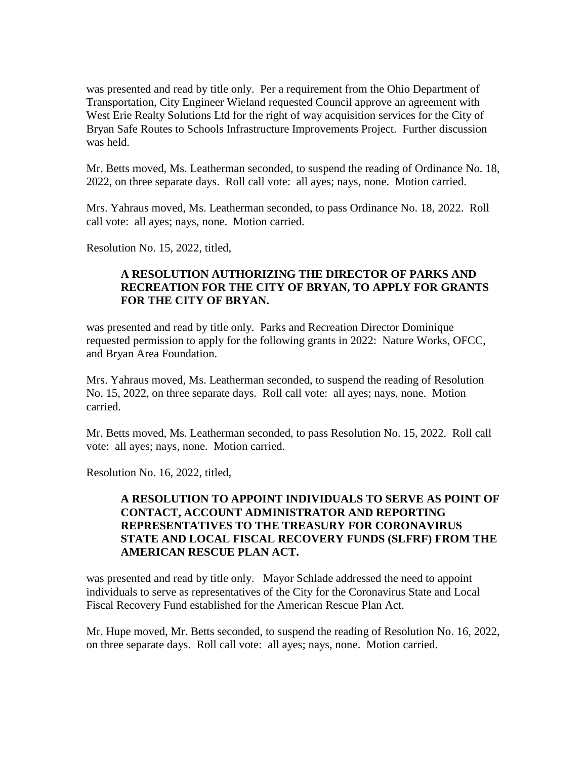was presented and read by title only. Per a requirement from the Ohio Department of Transportation, City Engineer Wieland requested Council approve an agreement with West Erie Realty Solutions Ltd for the right of way acquisition services for the City of Bryan Safe Routes to Schools Infrastructure Improvements Project. Further discussion was held.

Mr. Betts moved, Ms. Leatherman seconded, to suspend the reading of Ordinance No. 18, 2022, on three separate days. Roll call vote: all ayes; nays, none. Motion carried.

Mrs. Yahraus moved, Ms. Leatherman seconded, to pass Ordinance No. 18, 2022. Roll call vote: all ayes; nays, none. Motion carried.

Resolution No. 15, 2022, titled,

> **A RESOLUTION AUTHORIZING THE DIRECTOR OF PARKS AND RECREATION FOR THE CITY OF BRYAN, TO APPLY FOR GRANTS FOR THE CITY OF BRYAN.**

was presented and read by title only. Parks and Recreation Director Dominique requested permission to apply for the following grants in 2022: Nature Works, OFCC, and Bryan Area Foundation.

Mrs. Yahraus moved, Ms. Leatherman seconded, to suspend the reading of Resolution No. 15, 2022, on three separate days. Roll call vote: all ayes; nays, none. Motion carried.

Mr. Betts moved, Ms. Leatherman seconded, to pass Resolution No. 15, 2022. Roll call vote: all ayes; nays, none. Motion carried.

Resolution No. 16, 2022, titled,

> **A RESOLUTION TO APPOINT INDIVIDUALS TO SERVE AS POINT OF CONTACT, ACCOUNT ADMINISTRATOR AND REPORTING REPRESENTATIVES TO THE TREASURY FOR CORONAVIRUS STATE AND LOCAL FISCAL RECOVERY FUNDS (SLFRF) FROM THE AMERICAN RESCUE PLAN ACT.**

was presented and read by title only. Mayor Schlade addressed the need to appoint individuals to serve as representatives of the City for the Coronavirus State and Local Fiscal Recovery Fund established for the American Rescue Plan Act.

Mr. Hupe moved, Mr. Betts seconded, to suspend the reading of Resolution No. 16, 2022, on three separate days. Roll call vote: all ayes; nays, none. Motion carried.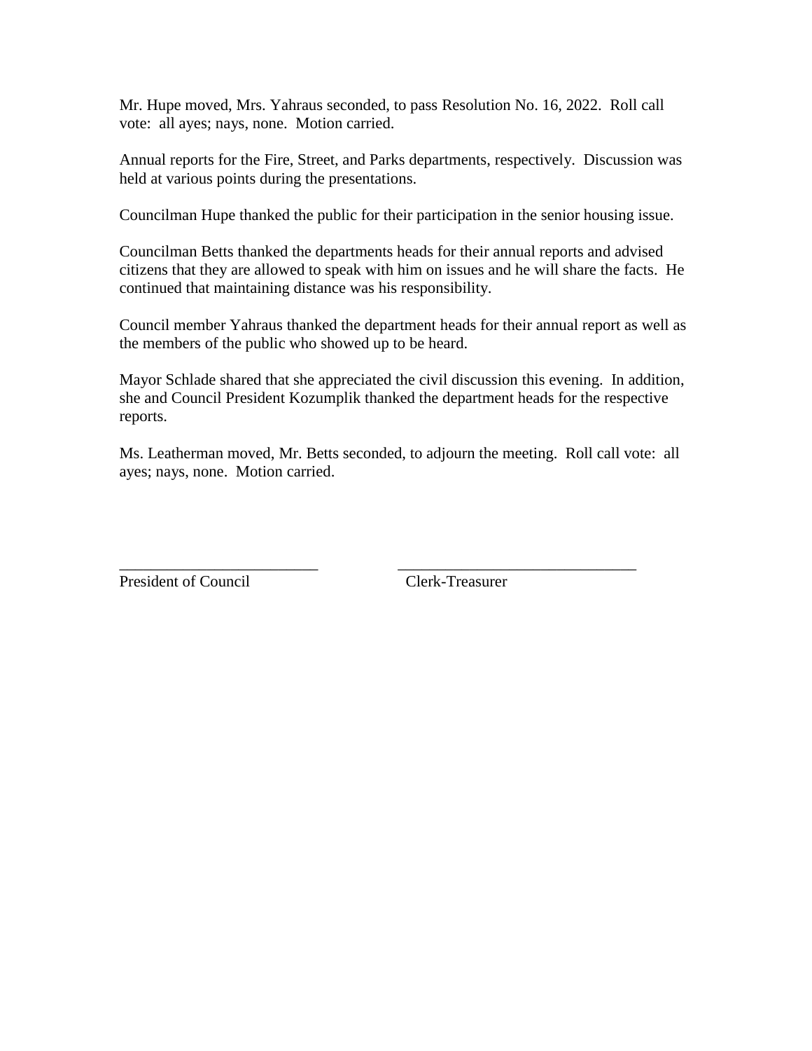Mr. Hupe moved, Mrs. Yahraus seconded, to pass Resolution No. 16, 2022. Roll call vote: all ayes; nays, none. Motion carried.

Annual reports for the Fire, Street, and Parks departments, respectively. Discussion was held at various points during the presentations.

Councilman Hupe thanked the public for their participation in the senior housing issue.

Councilman Betts thanked the departments heads for their annual reports and advised citizens that they are allowed to speak with him on issues and he will share the facts. He continued that maintaining distance was his responsibility.

Council member Yahraus thanked the department heads for their annual report as well as the members of the public who showed up to be heard.

Mayor Schlade shared that she appreciated the civil discussion this evening. In addition, she and Council President Kozumplik thanked the department heads for the respective reports.

Ms. Leatherman moved, Mr. Betts seconded, to adjourn the meeting. Roll call vote: all ayes; nays, none. Motion carried.

_________________________ &nbsp;&nbsp;&nbsp;&nbsp;&nbsp;&nbsp;&nbsp;&nbsp; ______________________________

President of Council &nbsp;&nbsp;&nbsp;&nbsp;&nbsp;&nbsp;&nbsp;&nbsp;&nbsp;&nbsp;&nbsp;&nbsp;&nbsp;&nbsp;&nbsp;&nbsp; Clerk-Treasurer